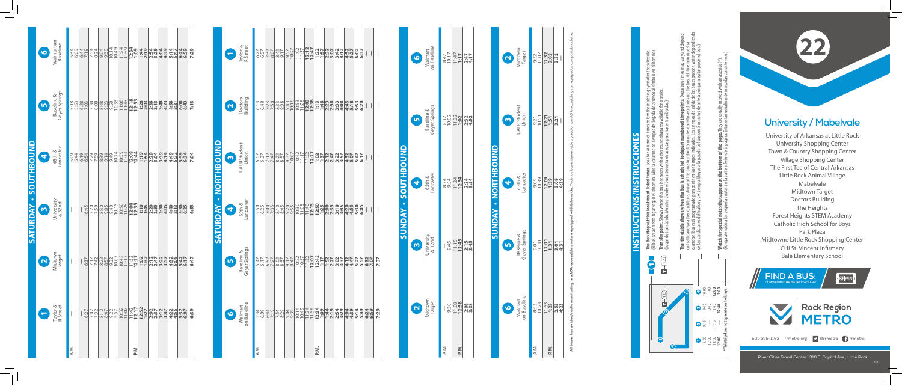# 22 University / Mabelvale

University of Arkansas at Little Rock
University Shopping Center
Town & Country Shopping Center
Village Shopping Center
The First Tee of Central Arkansas
Little Rock Animal Village
Mabelvale
Midtown Target
Doctors Building
The Heights
Forest Heights STEM Academy
Catholic High School for Boys
Park Plaza
Midtowne Little Rock Shopping Center
CHI St. Vincent Infirmary
Bale Elementary School

**FIND A BUS:** DOWNLOAD THE METROtrack APP

Rock Region METRO

501-375-1163 rrmetro.org @rrmetro rrmetro

River Cities Travel Center | 310 E. Capitol Ave., Little Rock

## SATURDAY • SOUTHBOUND

| | 1 Taylor & R Street | 2 Midtown Target | 3 University & 32nd | 4 65th & Lancaster | 5 Baseline & Geyser Springs | 6 Walmart on Baseline |
|---|---|---|---|---|---|---|
| A.M. | — | — | — | 5:09 | 5:18 | 5:34 |
| | — | — | — | 5:44 | 5:53 | 6:09 |
| | — | — | — | 6:19 | 6:28 | 6:44 |
| | 6:27 | 6:37 | 6:45 | 6:54 | 7:03 | 7:19 |
| | 7:02 | 7:12 | 7:20 | 7:29 | 7:38 | 7:54 |
| | 7:32 | 7:42 | 7:50 | 7:59 | 8:08 | 8:24 |
| | 8:12 | 8:22 | 8:30 | 8:39 | 8:48 | 9:04 |
| | 8:47 | 8:57 | 9:05 | 9:14 | 9:23 | 9:39 |
| | 9:22 | 9:32 | 9:40 | 9:49 | 9:58 | 10:14 |
| | 9:57 | 10:07 | 10:15 | 10:24 | 10:33 | 10:49 |
| | 10:32 | 10:42 | 10:50 | 10:59 | 11:08 | 11:24 |
| | 11:07 | 11:17 | 11:25 | 11:34 | 11:43 | 11:59 |
| P.M. | 11:42 | 11:52 | **12:00** | **12:09** | **12:18** | **12:34** |
| | **12:17** | **12:27** | **12:35** | **12:44** | **12:53** | **1:09** |
| | **12:52** | **1:02** | **1:10** | **1:19** | **1:28** | **1:44** |
| | **1:27** | **1:37** | **1:45** | **1:54** | **2:03** | **2:19** |
| | **2:02** | **2:12** | **2:20** | **2:29** | **2:38** | **2:54** |
| | **2:37** | **2:47** | **2:55** | **3:04** | **3:13** | **3:29** |
| | **3:12** | **3:22** | **3:30** | **3:39** | **3:48** | **4:04** |
| | **3:47** | **3:57** | **4:05** | **4:14** | **4:23** | **4:39** |
| | **4:22** | **4:32** | **4:40** | **4:49** | **4:58** | **5:14** |
| | **4:55** | **5:05** | **5:13** | **5:22** | **5:31** | **5:47** |
| | **5:32** | **5:42** | **5:50** | **5:59** | **6:08** | **6:24** |
| | **6:07** | **6:17** | **6:25** | **6:34** | **6:43** | **6:59** |
| | **6:39** | **6:47** | **6:55** | **7:04** | **7:13** | **7:29** |

## SATURDAY • NORTHBOUND

| | 6 Walmart on Baseline | 5 Baseline & Geyser Springs | 4 65th & Lancaster | 3 UALR Student Union | 2 Doctors Building | 1 Taylor & R Street |
|---|---|---|---|---|---|---|
| A.M. | 5:34 | 5:42 | 5:50 | 6:02 | 6:13 | 6:22 |
| | 6:09 | 6:17 | 6:25 | 6:37 | 6:48 | 6:57 |
| | 6:44 | 6:52 | 7:00 | 7:12 | 7:23 | 7:32 |
| | 7:19 | 7:27 | 7:35 | 7:47 | 7:58 | 8:07 |
| | 7:54 | 8:02 | 8:10 | 8:22 | 8:33 | 8:42 |
| | 8:29 | 8:37 | 8:45 | 8:57 | 9:08 | 9:17 |
| | 9:04 | 9:12 | 9:20 | 9:32 | 9:43 | 9:52 |
| | 9:39 | 9:47 | 9:55 | 10:07 | 10:18 | 10:27 |
| | 10:14 | 10:22 | 10:30 | 10:42 | 10:53 | 11:02 |
| | 10:49 | 10:57 | 11:05 | 11:17 | 11:28 | 11:37 |
| | 11:24 | 11:32 | 11:40 | 11:52 | **12:03** | **12:12** |
| | 11:59 | **12:07** | **12:15** | **12:27** | **12:38** | **12:47** |
| P.M. | **12:34** | **12:42** | **12:50** | **1:02** | **1:13** | **1:22** |
| | **1:09** | **1:17** | **1:25** | **1:37** | **1:48** | **1:57** |
| | **1:44** | **1:52** | **2:00** | **2:12** | **2:23** | **2:32** |
| | **2:19** | **2:27** | **2:35** | **2:47** | **2:58** | **3:07** |
| | **2:54** | **3:02** | **3:10** | **3:22** | **3:33** | **3:42** |
| | **3:29** | **3:37** | **3:45** | **3:57** | **4:08** | **4:17** |
| | **4:04** | **4:12** | **4:20** | **4:32** | **4:43** | **4:52** |
| | **4:39** | **4:47** | **4:55** | **5:07** | **5:18** | **5:27** |
| | **5:14** | **5:22** | **5:30** | **5:42** | **5:53** | **6:02** |
| | **5:49** | **5:57** | **6:05** | **6:17** | **6:28** | **6:37** |
| | **6:24** | **6:32** | — | — | — | — |
| | **6:59** | **7:07** | — | — | — | — |
| | **7:29** | **7:37** | — | — | — | — |

## SUNDAY • SOUTHBOUND

| | 2 Midtown Target | 3 University & 32nd | 4 65th & Lancaster | 5 Baseline & Geyser Springs | 6 Walmart on Baseline |
|---|---|---|---|---|---|
| A.M. | — | — | 8:24 | 8:32 | 8:47 |
| | 9:38 | 9:45 | 9:54 | 10:02 | 10:17 |
| | 11:08 | 11:15 | 11:24 | 11:32 | 11:47 |
| P.M. | **12:38** | **12:45** | **12:54** | **1:02** | **1:17** |
| | **2:08** | **2:15** | **2:24** | **2:32** | **2:47** |
| | **3:38** | **3:45** | **3:54** | **4:02** | **4:17** |

## SUNDAY • NORTHBOUND

| | 6 Walmart on Baseline | 5 Baseline & Geyser Springs | 4 65th & Lancaster | 3 UALR Student Union | 2 Midtown Target |
|---|---|---|---|---|---|
| A.M. | 8:53 | 9:01 | 9:09 | 9:21 | 9:32 |
| | 10:23 | 10:31 | 10:39 | 10:51 | 11:02 |
| P.M. | 11:53 | **12:01** | **12:09** | **12:21** | **12:32** |
| | **1:23** | **1:31** | **1:39** | **1:51** | **2:02** |
| | **2:53** | **3:01** | **3:09** | **3:21** | **3:32** |
| | **4:23** | **4:31** | **4:39** | — | — |

All buses have video/audio monitoring, are ADA-accessible and are equipped with bike racks. Todo los buses tienen vídeo y audio, son ADA accesible y son equipados con portabicicletas.

## INSTRUCTIONS/INSTRUCCIONES

**The bus stops at this location at listed times.** Look for column of times below the matching symbol in the schedule. (El bus para en este lugar según el itinerario. Mira la columna de tiempos de llegada de acuerdo al símbolo en el horario.)

**Transfer point.** Shows where this bus intersects with other routes that are available for transfer. (Lugar de transbordo. Muestra donde el bus intersecta otras rutas para hacer transbordar.)

**The timetable shows when the bus is scheduled to depart numbered timepoints.** Departure times may vary and depend on traffic and weather conditions. Arrive at the bus stop about 5 minute early to avoid missing the bus. (El itinerario muestra cuando el bus está programado para partir en los tiempos indicados. Los tiempos de salida de los buses pueden variar dependiendo de las condiciones del tráfico y del tiempo. Llegue a la parada del bus con 5 minutos de anticipación para evitar perder el bus.)

| 1 | 2 | 3 | 4 |
|---|---|---|---|
| 9:00 | 9:15 | 9:40 | 10:00 |
| 10:00 | — | 10:40 | 11:00 |
| 11:00 | 11:15 | 11:40 | **12:00** |
| **12:00** | — | **12:40** | **1:00** |

\* This trip does not operate on holidays.

**Watch for special notes that appear at the bottom of the page.** They are usually marked with an asterisk (*). (Ponga atención a las pequeñas notas en la parte inferior de la página. Estas están usualmente marcadas con asterisco.)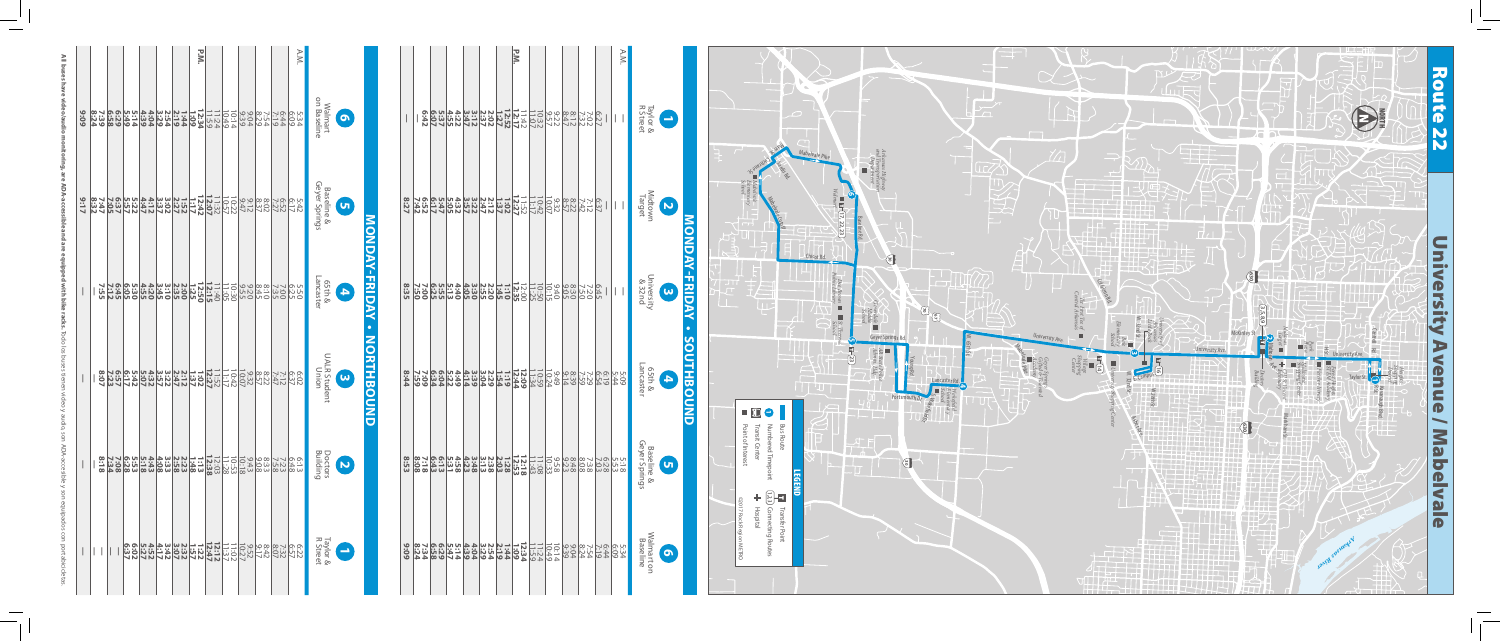# Route 22

## University Avenue / Mabelvale

### LEGEND

- Bus Route
- Numbered Timepoint
- Transit Center
- Point of Interest
- Transfer Point
- Connecting Routes
- Hospital

## MONDAY-FRIDAY • SOUTHBOUND

| | 1 Taylor & R Street | 2 Midtown Target | 3 University & 32nd | 4 65th & Lancaster | 5 Baseline & Geyer Springs | 6 Walmart on Baseline |
|---|---|---|---|---|---|---|
| A.M. | — | — | — | 5:09 | 5:18 | 5:34 |
| | — | — | — | 5:44 | 5:53 | 6:09 |
| | — | — | — | 6:19 | 6:28 | 6:44 |
| | 6:27 | 6:37 | 6:45 | 6:54 | 7:03 | 7:19 |
| | 7:02 | 7:12 | 7:20 | 7:29 | 7:38 | 7:54 |
| | 7:32 | 7:42 | 7:50 | 7:59 | 8:08 | 8:24 |
| | 8:12 | 8:22 | 8:30 | 8:39 | 8:48 | 9:04 |
| | 8:47 | 8:57 | 9:05 | 9:14 | 9:23 | 9:39 |
| | 9:22 | 9:32 | 9:40 | 9:49 | 9:58 | 10:14 |
| | 9:57 | 10:07 | 10:15 | 10:24 | 10:33 | 10:49 |
| | 10:32 | 10:42 | 10:50 | 10:59 | 11:08 | 11:24 |
| | 11:07 | 11:17 | 11:25 | 11:34 | 11:43 | 11:59 |
| P.M. | 11:42 | 11:52 | 12:00 | 12:09 | 12:18 | 12:34 |
| | 12:17 | 12:27 | 12:35 | 12:44 | 12:53 | 1:09 |
| | 12:52 | 1:02 | 1:10 | 1:19 | 1:28 | 1:44 |
| | 1:27 | 1:37 | 1:45 | 1:54 | 2:03 | 2:19 |
| | 2:02 | 2:12 | 2:20 | 2:29 | 2:38 | 2:54 |
| | 2:37 | 2:47 | 2:55 | 3:04 | 3:13 | 3:29 |
| | 3:12 | 3:22 | 3:30 | 3:39 | 3:48 | 4:04 |
| | 3:47 | 3:57 | 4:05 | 4:14 | 4:23 | 4:39 |
| | 4:22 | 4:32 | 4:40 | 4:49 | 4:58 | 5:14 |
| | 4:52 | 5:02 | 5:13 | 5:22 | 5:31 | 5:47 |
| | 5:37 | 5:47 | 5:55 | 6:04 | 6:13 | 6:29 |
| | 6:42 | 6:52 | 7:00 | 7:09 | 7:18 | 7:34 |
| | 7:32 | 7:42 | 7:50 | 7:59 | 8:08 | 8:24 |
| | — | 8:27 | 8:35 | 8:44 | 8:53 | 9:09 |

## MONDAY-FRIDAY • NORTHBOUND

| | 6 Walmart on Baseline | 5 Baseline & Geyer Springs | 4 65th & Lancaster | 3 UALR Student Union | 2 Doctors Building | 1 Taylor & R Street |
|---|---|---|---|---|---|---|
| A.M. | 5:34 | 5:42 | 5:50 | 6:02 | 6:13 | 6:22 |
| | 6:09 | 6:17 | 6:25 | 6:37 | 6:48 | 6:57 |
| | 6:44 | 6:52 | 7:00 | 7:12 | 7:23 | 7:32 |
| | 7:19 | 7:27 | 7:35 | 7:47 | 7:58 | 8:07 |
| | 7:54 | 8:02 | 8:10 | 8:22 | 8:33 | 8:42 |
| | 8:29 | 8:37 | 8:45 | 8:57 | 9:08 | 9:17 |
| | 9:04 | 9:12 | 9:20 | 9:32 | 9:43 | 9:52 |
| | 9:39 | 9:47 | 9:55 | 10:07 | 10:18 | 10:27 |
| | 10:14 | 10:22 | 10:30 | 10:42 | 10:53 | 11:02 |
| | 10:49 | 10:57 | 11:05 | 11:17 | 11:28 | 11:37 |
| | 11:24 | 11:32 | 11:40 | 11:52 | 12:03 | 12:12 |
| | 11:59 | 12:07 | 12:15 | 12:27 | 12:38 | 12:47 |
| P.M. | 12:34 | 12:42 | 12:50 | 1:02 | 1:13 | 1:22 |
| | 1:09 | 1:17 | 1:25 | 1:37 | 1:48 | 1:57 |
| | 1:44 | 1:52 | 2:00 | 2:12 | 2:23 | 2:32 |
| | 2:19 | 2:27 | 2:35 | 2:47 | 2:58 | 3:07 |
| | 2:54 | 3:02 | 3:10 | 3:22 | 3:33 | 3:42 |
| | 3:29 | 3:37 | 3:45 | 3:57 | 4:08 | 4:17 |
| | 4:04 | 4:12 | 4:20 | 4:32 | 4:43 | 4:52 |
| | 4:39 | 4:47 | 4:55 | 5:07 | 5:18 | 5:27 |
| | 5:14 | 5:22 | 5:30 | 5:42 | 5:53 | 6:02 |
| | 5:49 | 5:57 | 6:05 | 6:17 | 6:28 | 6:37 |
| | 6:29 | 6:37 | 6:45 | 6:57 | 7:08 | — |
| | 6:58 | 7:06 | 7:14 | 7:23 | 7:34 | — |
| | 7:39 | 7:47 | 7:55 | 8:07 | 8:18 | — |
| | 8:24 | 8:32 | — | — | — | — |
| | 9:09 | 9:17 | — | — | — | — |

**All buses have video/audio monitoring, are ADA-accessible and are equipped with bike racks.** Todos los buses tienen video y audio, son ADA-accesible y son equipados con portabicicletas.